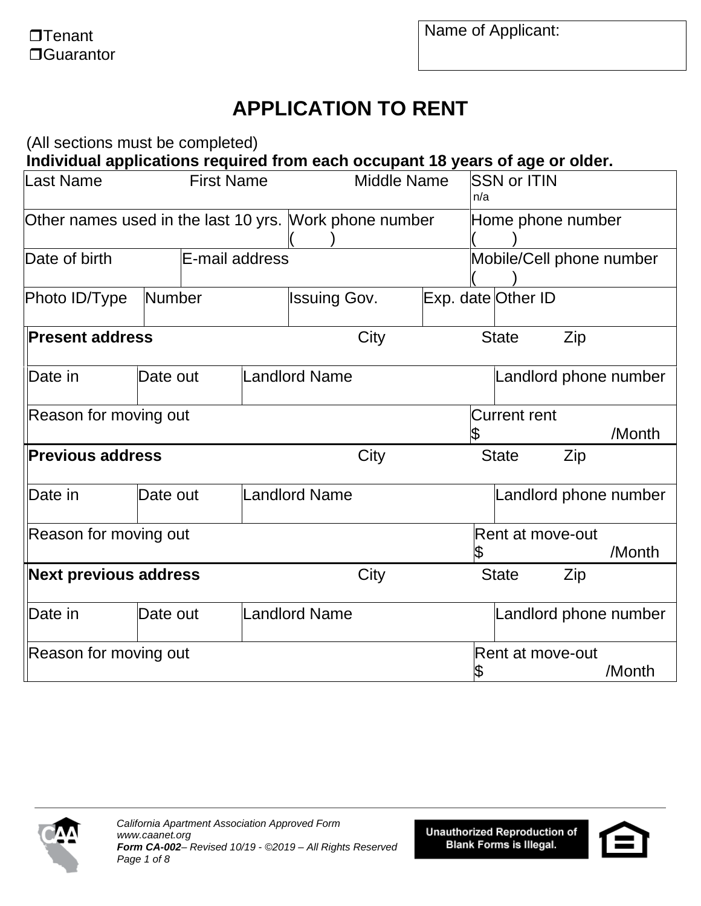❒Tenant
❒Guarantor

| Name of Applicant: |
|---|
| |

# APPLICATION TO RENT

(All sections must be completed)

**Individual applications required from each occupant 18 years of age or older.**

| Last Name | First Name | Middle Name | SSN or ITIN n/a |
|---|---|---|---|
| Other names used in the last 10 yrs. | | Work phone number ( ) | Home phone number ( ) |
| Date of birth | E-mail address | | Mobile/Cell phone number ( ) |

| Photo ID/Type | Number | Issuing Gov. | Exp. date | Other ID |
|---|---|---|---|---|
| | | | | |

| **Present address** | | City | State | Zip |
|---|---|---|---|---|
| Date in | Date out | Landlord Name | | Landlord phone number |
| Reason for moving out | | | Current rent $ /Month | |
| **Previous address** | | City | State | Zip |
| Date in | Date out | Landlord Name | | Landlord phone number |
| Reason for moving out | | | Rent at move-out $ /Month | |
| **Next previous address** | | City | State | Zip |
| Date in | Date out | Landlord Name | | Landlord phone number |
| Reason for moving out | | | Rent at move-out $ /Month | |

*California Apartment Association Approved Form*
*www.caanet.org*
***Form CA-002**– Revised 10/19 - ©2019 – All Rights Reserved*

**Unauthorized Reproduction of Blank Forms is Illegal.**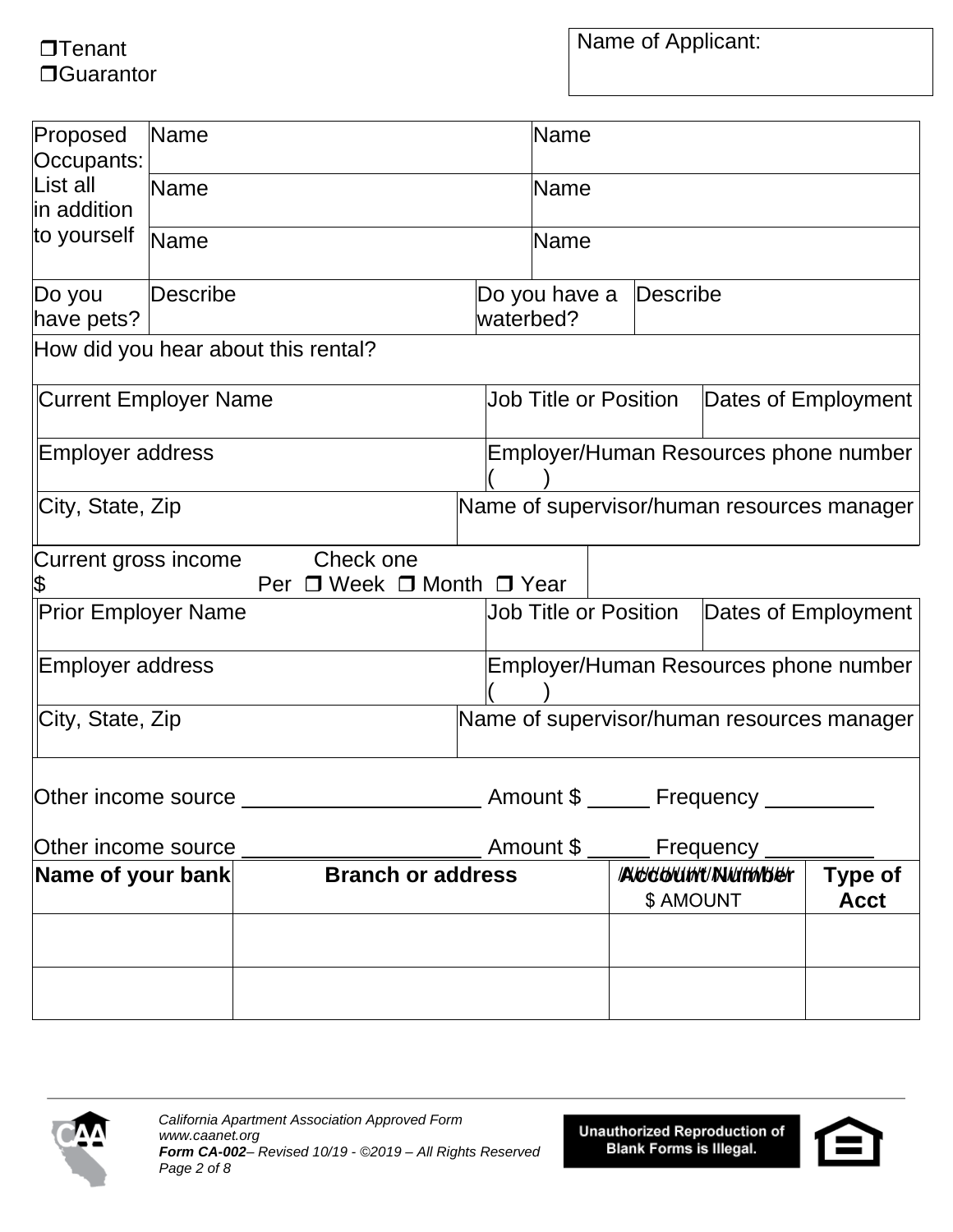❒Tenant
❒Guarantor

| Name of Applicant: |
|---|
| |

| Proposed Occupants: List all in addition to yourself | Name | Name |
|---|---|---|
| | Name | Name |
| | Name | Name |

| Do you have pets? | Describe | Do you have a waterbed? | Describe |
|---|---|---|---|
| How did you hear about this rental? | | | |

| Current Employer Name | Job Title or Position | Dates of Employment |
|---|---|---|
| Employer address | Employer/Human Resources phone number ( ) | |
| City, State, Zip | Name of supervisor/human resources manager | |

Current gross income $ Check one Per ❒ Week ❒ Month ❒ Year

| Prior Employer Name | Job Title or Position | Dates of Employment |
|---|---|---|
| Employer address | Employer/Human Resources phone number ( ) | |
| City, State, Zip | Name of supervisor/human resources manager | |

Other income source ____________________ Amount $ _____ Frequency _________

Other income source ____________________ Amount $ _____ Frequency _________

| Name of your bank | Branch or address | Account Number $ AMOUNT | Type of Acct |
|---|---|---|---|
| | | | |
| | | | |

*California Apartment Association Approved Form*
*www.caanet.org*
***Form CA-002**– Revised 10/19 - ©2019 – All Rights Reserved*

**Unauthorized Reproduction of Blank Forms is Illegal.**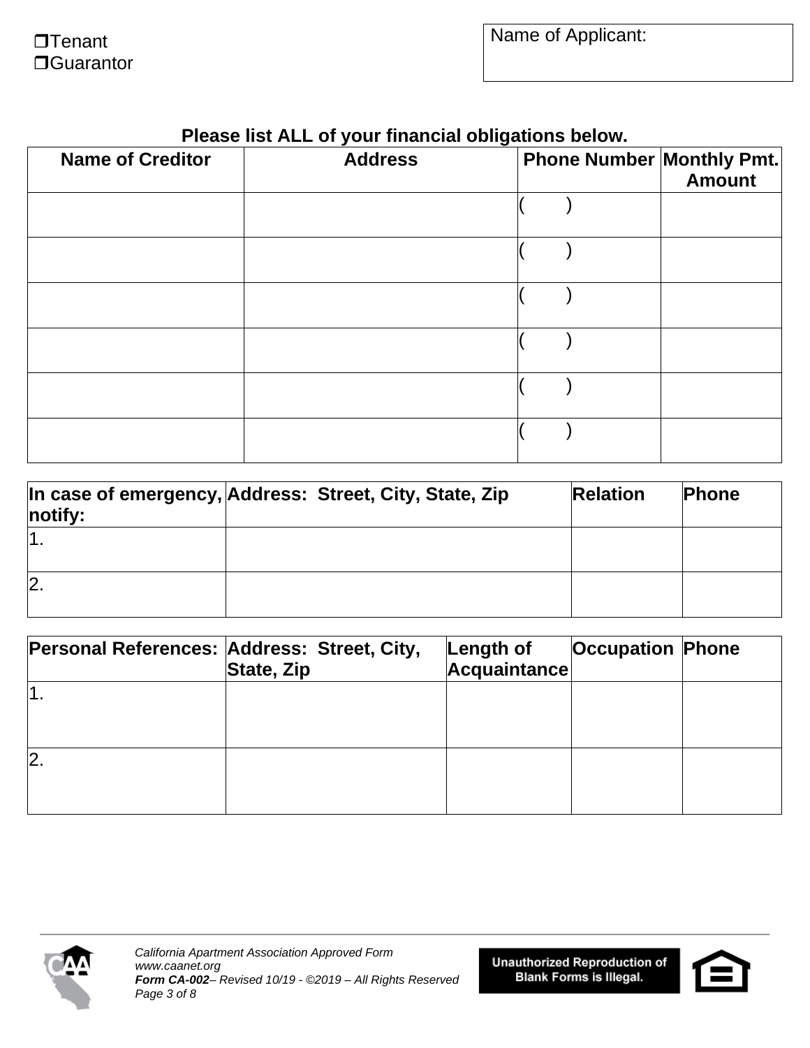❒Tenant
❒Guarantor

| Name of Applicant: |
|---|
| |

**Please list ALL of your financial obligations below.**

| Name of Creditor | Address | Phone Number | Monthly Pmt. Amount |
|---|---|---|---|
| | | (    ) | |
| | | (    ) | |
| | | (    ) | |
| | | (    ) | |
| | | (    ) | |
| | | (    ) | |

| In case of emergency, notify: | Address: Street, City, State, Zip | Relation | Phone |
|---|---|---|---|
| 1. | | | |
| 2. | | | |

| Personal References: | Address: Street, City, State, Zip | Length of Acquaintance | Occupation | Phone |
|---|---|---|---|---|
| 1. | | | | |
| 2. | | | | |

*California Apartment Association Approved Form*
*www.caanet.org*
***Form CA-002**– Revised 10/19 - ©2019 – All Rights Reserved*

**Unauthorized Reproduction of Blank Forms is Illegal.**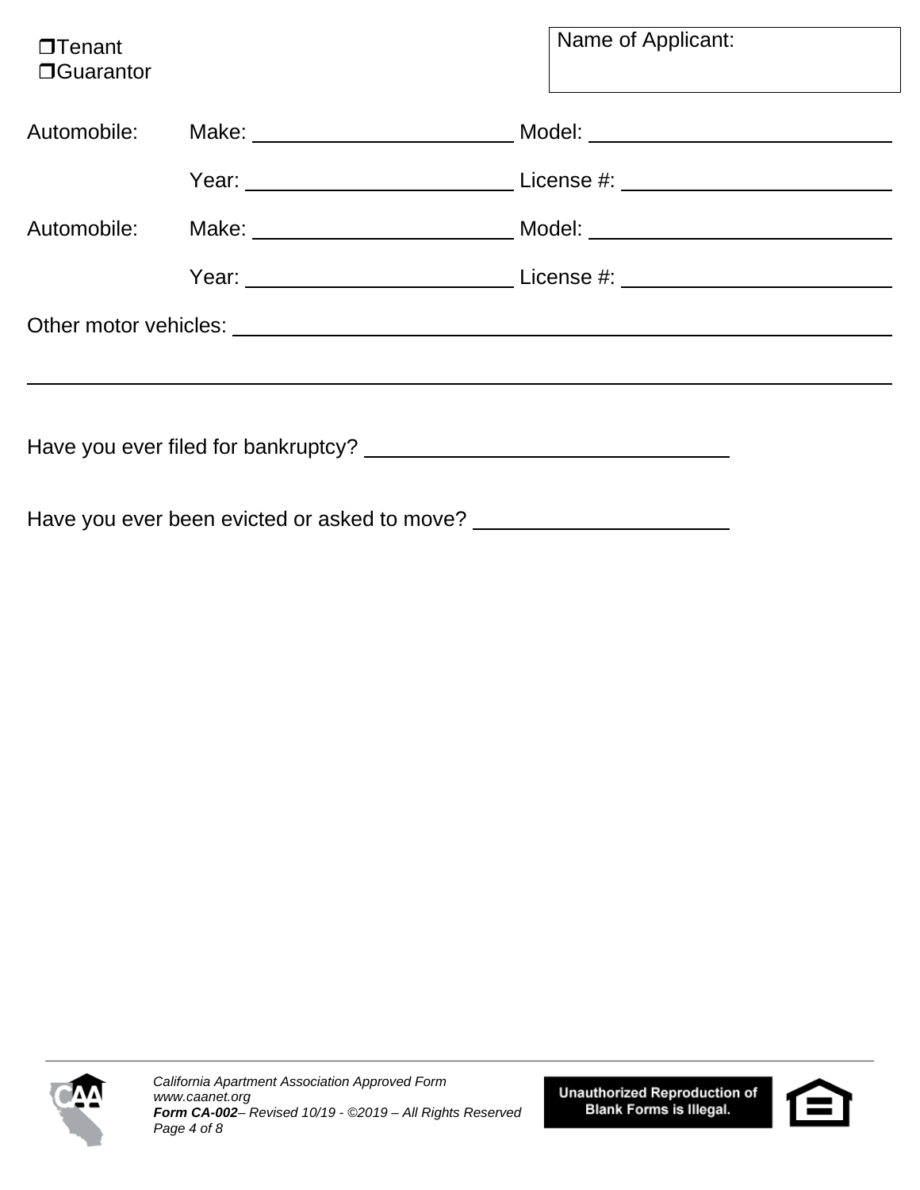❒Tenant
❒Guarantor

Name of Applicant:

Automobile: Make: ______________________ Model: ______________________

Year: ______________________ License #: ______________________

Automobile: Make: ______________________ Model: ______________________

Year: ______________________ License #: ______________________

Other motor vehicles: ________________________________________________

________________________________________________________________

Have you ever filed for bankruptcy? ______________________________

Have you ever been evicted or asked to move? ______________________

*California Apartment Association Approved Form*
*www.caanet.org*
***Form CA-002**– Revised 10/19 - ©2019 – All Rights Reserved*

**Unauthorized Reproduction of Blank Forms is Illegal.**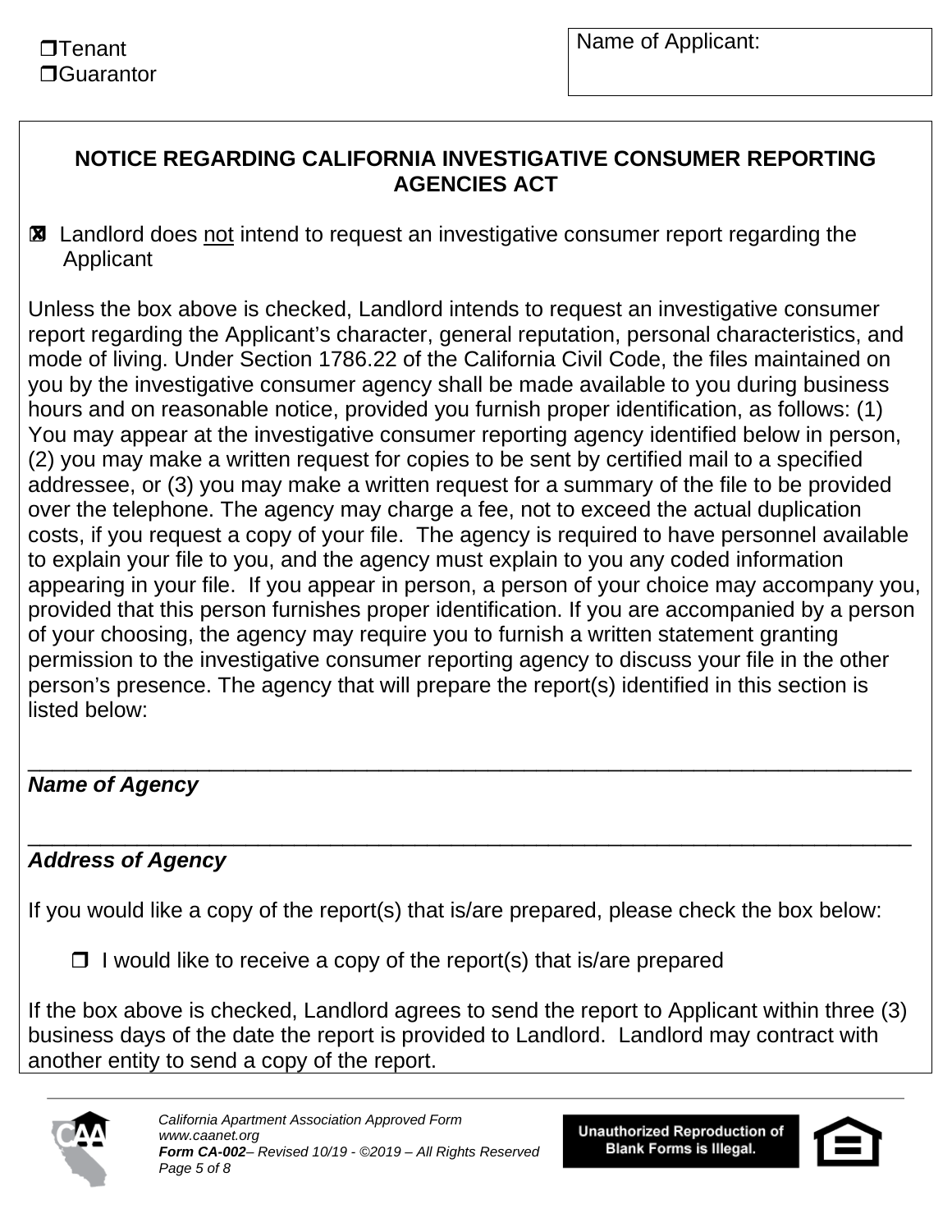☐ Tenant
☐ Guarantor

Name of Applicant:

**NOTICE REGARDING CALIFORNIA INVESTIGATIVE CONSUMER REPORTING AGENCIES ACT**

☒ Landlord does not intend to request an investigative consumer report regarding the Applicant

Unless the box above is checked, Landlord intends to request an investigative consumer report regarding the Applicant's character, general reputation, personal characteristics, and mode of living. Under Section 1786.22 of the California Civil Code, the files maintained on you by the investigative consumer agency shall be made available to you during business hours and on reasonable notice, provided you furnish proper identification, as follows: (1) You may appear at the investigative consumer reporting agency identified below in person, (2) you may make a written request for copies to be sent by certified mail to a specified addressee, or (3) you may make a written request for a summary of the file to be provided over the telephone. The agency may charge a fee, not to exceed the actual duplication costs, if you request a copy of your file. The agency is required to have personnel available to explain your file to you, and the agency must explain to you any coded information appearing in your file. If you appear in person, a person of your choice may accompany you, provided that this person furnishes proper identification. If you are accompanied by a person of your choosing, the agency may require you to furnish a written statement granting permission to the investigative consumer reporting agency to discuss your file in the other person's presence. The agency that will prepare the report(s) identified in this section is listed below:

______________________________________________________________________
***Name of Agency***

______________________________________________________________________
***Address of Agency***

If you would like a copy of the report(s) that is/are prepared, please check the box below:

☐ I would like to receive a copy of the report(s) that is/are prepared

If the box above is checked, Landlord agrees to send the report to Applicant within three (3) business days of the date the report is provided to Landlord. Landlord may contract with another entity to send a copy of the report.

*California Apartment Association Approved Form*
*www.caanet.org*
***Form CA-002**– Revised 10/19 - ©2019 – All Rights Reserved*

**Unauthorized Reproduction of Blank Forms is Illegal.**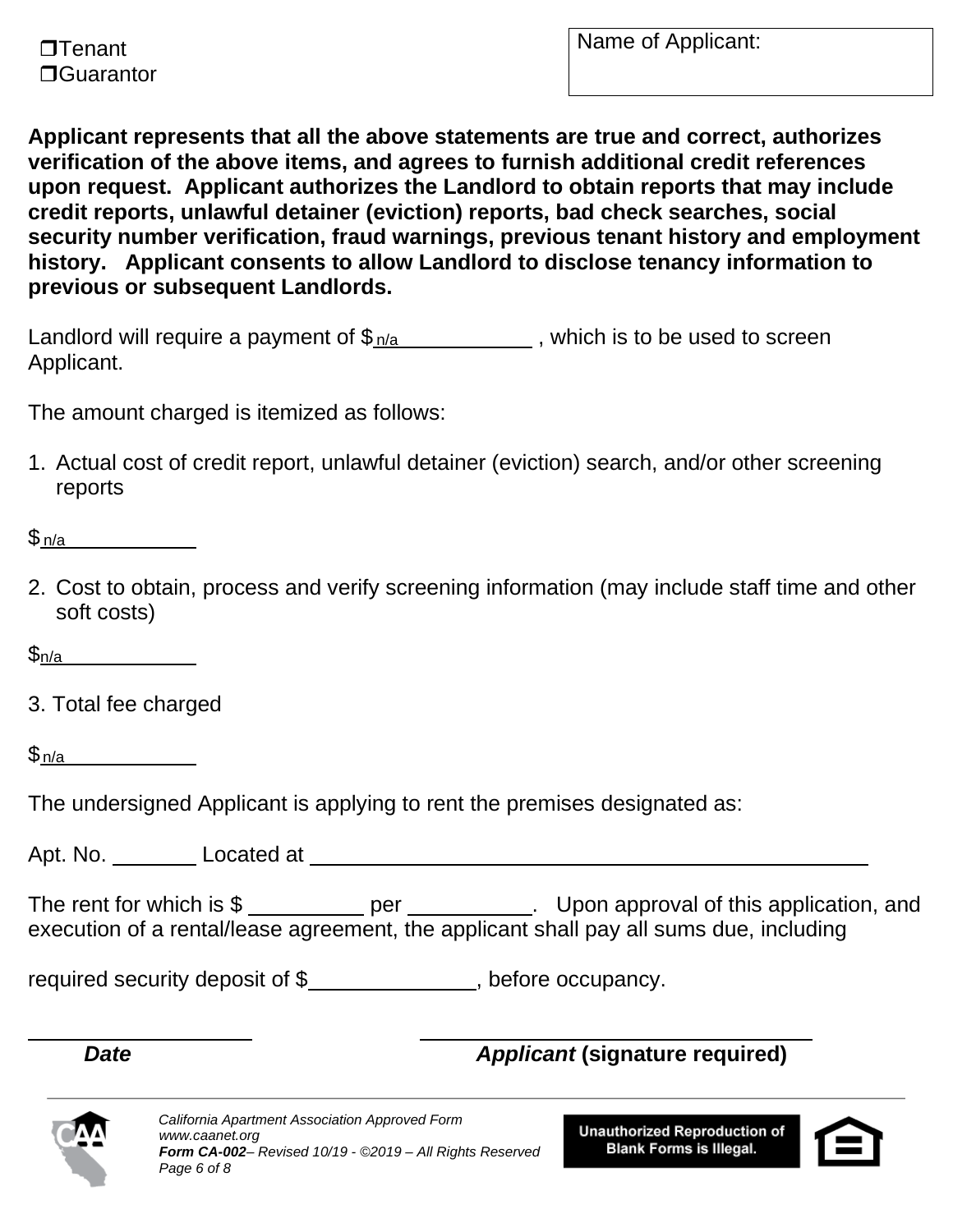❒Tenant
❒Guarantor

| Name of Applicant: |
|---|
| |

**Applicant represents that all the above statements are true and correct, authorizes verification of the above items, and agrees to furnish additional credit references upon request. Applicant authorizes the Landlord to obtain reports that may include credit reports, unlawful detainer (eviction) reports, bad check searches, social security number verification, fraud warnings, previous tenant history and employment history. Applicant consents to allow Landlord to disclose tenancy information to previous or subsequent Landlords.**

Landlord will require a payment of $ n/a \_\_\_\_\_\_\_\_\_\_ , which is to be used to screen Applicant.

The amount charged is itemized as follows:

1. Actual cost of credit report, unlawful detainer (eviction) search, and/or other screening reports

$ n/a \_\_\_\_\_\_\_\_\_\_

2. Cost to obtain, process and verify screening information (may include staff time and other soft costs)

$n/a \_\_\_\_\_\_\_\_\_\_

3. Total fee charged

$ n/a \_\_\_\_\_\_\_\_\_\_

The undersigned Applicant is applying to rent the premises designated as:

Apt. No. \_\_\_\_\_\_\_ Located at \_\_\_\_\_\_\_\_\_\_\_\_\_\_\_\_\_\_\_\_\_\_\_\_\_\_\_\_\_\_\_\_\_\_\_\_\_\_\_\_

The rent for which is $ \_\_\_\_\_\_\_\_\_ per \_\_\_\_\_\_\_\_\_\_. Upon approval of this application, and execution of a rental/lease agreement, the applicant shall pay all sums due, including

required security deposit of $\_\_\_\_\_\_\_\_\_\_\_\_\_, before occupancy.

\_\_\_\_\_\_\_\_\_\_\_\_\_\_\_\_\_\_ \_\_\_\_\_\_\_\_\_\_\_\_\_\_\_\_\_\_\_\_\_\_\_\_\_\_\_\_\_\_\_

***Date*** ***Applicant*** **(signature required)**

*California Apartment Association Approved Form*
*www.caanet.org*
***Form CA-002**– Revised 10/19 - ©2019 – All Rights Reserved*

**Unauthorized Reproduction of Blank Forms is Illegal.**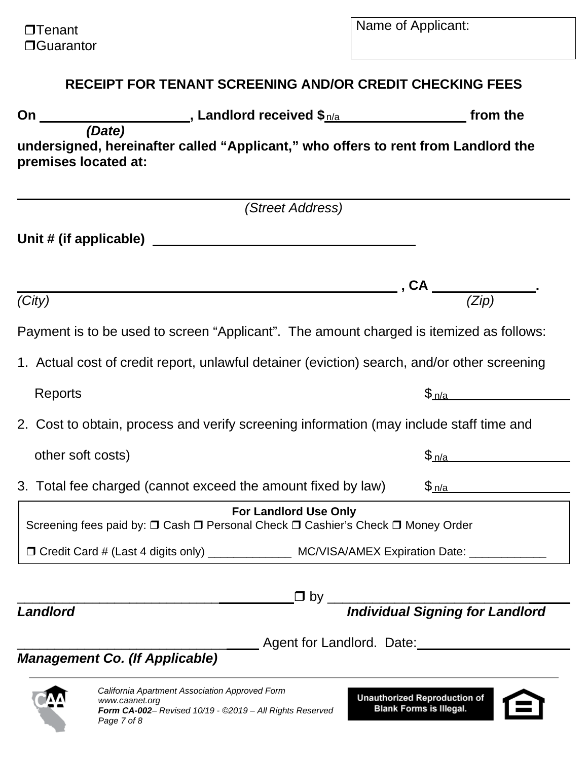❒Tenant
❒Guarantor

Name of Applicant:

## RECEIPT FOR TENANT SCREENING AND/OR CREDIT CHECKING FEES

**On \_\_\_\_\_\_\_\_\_\_\_\_\_\_\_\_\_\_\_\_, Landlord received $n/a\_\_\_\_\_\_\_\_\_\_\_\_\_\_\_\_\_\_ from the**
***(Date)***
**undersigned, hereinafter called "Applicant," who offers to rent from Landlord the premises located at:**

\_\_\_\_\_\_\_\_\_\_\_\_\_\_\_\_\_\_\_\_\_\_\_\_\_\_\_\_\_\_\_\_\_\_\_\_\_\_\_\_\_\_\_\_\_\_\_\_\_\_\_\_\_\_\_\_\_\_\_\_\_\_\_\_\_\_
*(Street Address)*

**Unit # (if applicable)** \_\_\_\_\_\_\_\_\_\_\_\_\_\_\_\_\_\_\_\_\_\_\_\_\_\_\_\_\_\_\_\_\_\_\_\_

\_\_\_\_\_\_\_\_\_\_\_\_\_\_\_\_\_\_\_\_\_\_\_\_\_\_\_\_\_\_\_\_\_\_\_\_\_\_\_\_\_\_\_\_\_\_\_\_\_\_\_\_ **, CA** \_\_\_\_\_\_\_\_\_\_\_\_\_\_**.**
*(City)* *(Zip)*

Payment is to be used to screen "Applicant". The amount charged is itemized as follows:

1. Actual cost of credit report, unlawful detainer (eviction) search, and/or other screening Reports $ n/a\_\_\_\_\_\_\_\_\_\_\_\_\_\_\_\_\_\_

2. Cost to obtain, process and verify screening information (may include staff time and other soft costs) $ n/a\_\_\_\_\_\_\_\_\_\_\_\_\_\_\_\_\_\_

3. Total fee charged (cannot exceed the amount fixed by law) $ n/a\_\_\_\_\_\_\_\_\_\_\_\_\_\_\_\_\_\_

**For Landlord Use Only**

Screening fees paid by: ❒ Cash ❒ Personal Check ❒ Cashier's Check ❒ Money Order

❒ Credit Card # (Last 4 digits only) \_\_\_\_\_\_\_\_\_\_\_\_\_ MC/VISA/AMEX Expiration Date: \_\_\_\_\_\_\_\_\_\_\_\_

\_\_\_\_\_\_\_\_\_\_\_\_\_\_\_\_\_\_\_\_\_\_\_\_\_\_\_\_\_\_\_\_\_\_\_\_\_\_ ❒ by \_\_\_\_\_\_\_\_\_\_\_\_\_\_\_\_\_\_\_\_\_\_\_\_\_\_\_\_\_\_\_\_\_\_\_\_\_\_
***Landlord*** ***Individual Signing for Landlord***

\_\_\_\_\_\_\_\_\_\_\_\_\_\_\_\_\_\_\_\_\_\_\_\_\_\_\_\_\_\_\_\_\_\_\_\_ Agent for Landlord. Date:\_\_\_\_\_\_\_\_\_\_\_\_\_\_\_\_\_\_\_\_\_\_
***Management Co. (If Applicable)***

*California Apartment Association Approved Form*
*www.caanet.org*
***Form CA-002**– Revised 10/19 - ©2019 – All Rights Reserved*

**Unauthorized Reproduction of Blank Forms is Illegal.**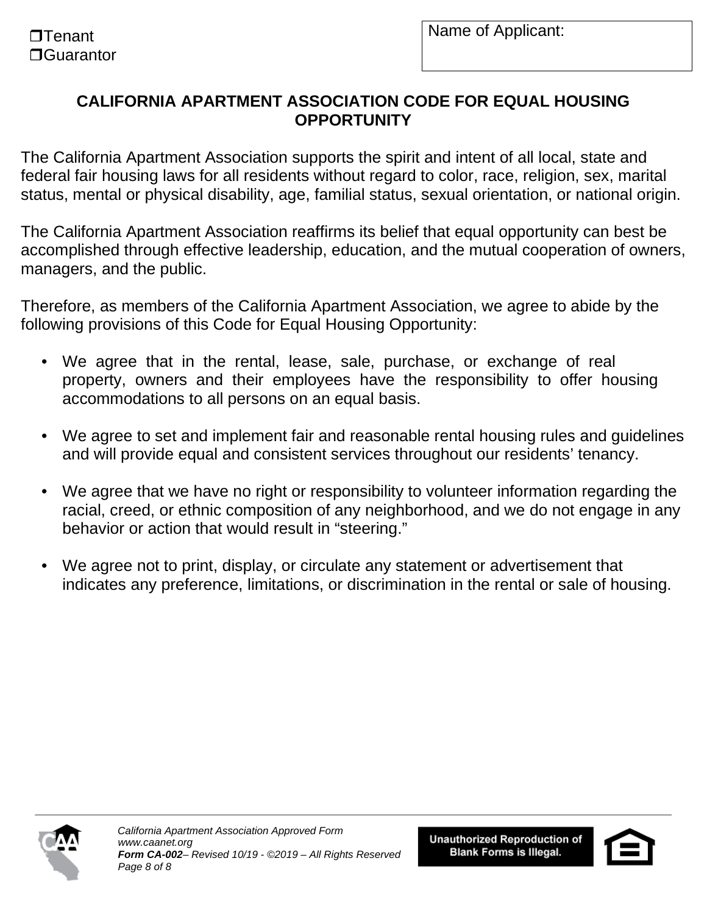- ❒ Tenant
- ❒ Guarantor

Name of Applicant:

## CALIFORNIA APARTMENT ASSOCIATION CODE FOR EQUAL HOUSING OPPORTUNITY

The California Apartment Association supports the spirit and intent of all local, state and federal fair housing laws for all residents without regard to color, race, religion, sex, marital status, mental or physical disability, age, familial status, sexual orientation, or national origin.

The California Apartment Association reaffirms its belief that equal opportunity can best be accomplished through effective leadership, education, and the mutual cooperation of owners, managers, and the public.

Therefore, as members of the California Apartment Association, we agree to abide by the following provisions of this Code for Equal Housing Opportunity:

- We agree that in the rental, lease, sale, purchase, or exchange of real property, owners and their employees have the responsibility to offer housing accommodations to all persons on an equal basis.
- We agree to set and implement fair and reasonable rental housing rules and guidelines and will provide equal and consistent services throughout our residents' tenancy.
- We agree that we have no right or responsibility to volunteer information regarding the racial, creed, or ethnic composition of any neighborhood, and we do not engage in any behavior or action that would result in "steering."
- We agree not to print, display, or circulate any statement or advertisement that indicates any preference, limitations, or discrimination in the rental or sale of housing.

*California Apartment Association Approved Form*
*www.caanet.org*
***Form CA-002**– Revised 10/19 - ©2019 – All Rights Reserved*

Unauthorized Reproduction of Blank Forms is Illegal.